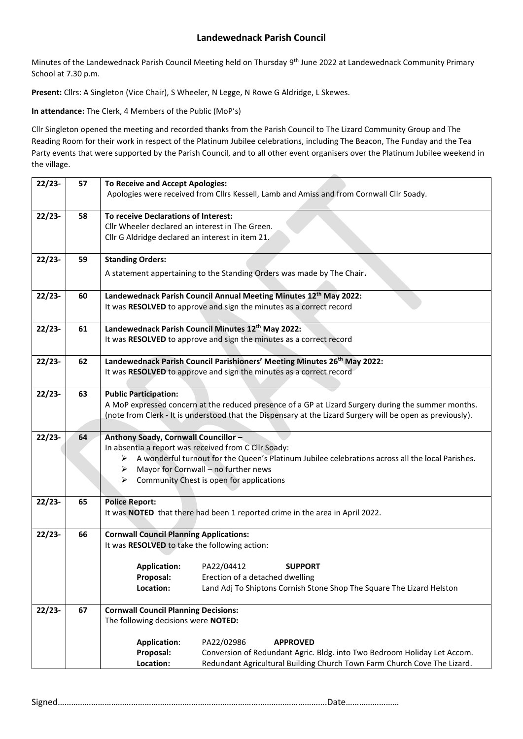# Landewednack Parish Council

Minutes of the Landewednack Parish Council Meeting held on Thursday 9th June 2022 at Landewednack Community Primary School at 7.30 p.m.

**Present:** Cllrs: A Singleton (Vice Chair), S Wheeler, N Legge, N Rowe G Aldridge, L Skewes.

**In attendance:** The Clerk, 4 Members of the Public (MoP's)

Cllr Singleton opened the meeting and recorded thanks from the Parish Council to The Lizard Community Group and The Reading Room for their work in respect of the Platinum Jubilee celebrations, including The Beacon, The Funday and the Tea Party events that were supported by the Parish Council, and to all other event organisers over the Platinum Jubilee weekend in the village.

| | | |
|---|---|---|
| 22/23- | 57 | **To Receive and Accept Apologies:**<br>Apologies were received from Cllrs Kessell, Lamb and Amiss and from Cornwall Cllr Soady. |
| 22/23- | 58 | **To receive Declarations of Interest:**<br>Cllr Wheeler declared an interest in The Green.<br>Cllr G Aldridge declared an interest in item 21. |
| 22/23- | 59 | **Standing Orders:**<br>A statement appertaining to the Standing Orders was made by The Chair. |
| 22/23- | 60 | **Landewednack Parish Council Annual Meeting Minutes 12th May 2022:**<br>It was **RESOLVED** to approve and sign the minutes as a correct record |
| 22/23- | 61 | **Landewednack Parish Council Minutes 12th May 2022:**<br>It was **RESOLVED** to approve and sign the minutes as a correct record |
| 22/23- | 62 | **Landewednack Parish Council Parishioners' Meeting Minutes 26th May 2022:**<br>It was **RESOLVED** to approve and sign the minutes as a correct record |
| 22/23- | 63 | **Public Participation:**<br>A MoP expressed concern at the reduced presence of a GP at Lizard Surgery during the summer months. (note from Clerk - It is understood that the Dispensary at the Lizard Surgery will be open as previously). |
| 22/23- | 64 | **Anthony Soady, Cornwall Councillor –**<br>In absentia a report was received from C Cllr Soady:<br>➢ A wonderful turnout for the Queen's Platinum Jubilee celebrations across all the local Parishes.<br>➢ Mayor for Cornwall – no further news<br>➢ Community Chest is open for applications |
| 22/23- | 65 | **Police Report:**<br>It was **NOTED** that there had been 1 reported crime in the area in April 2022. |
| 22/23- | 66 | **Cornwall Council Planning Applications:**<br>It was **RESOLVED** to take the following action:<br><br>**Application:** PA22/04412 **SUPPORT**<br>**Proposal:** Erection of a detached dwelling<br>**Location:** Land Adj To Shiptons Cornish Stone Shop The Square The Lizard Helston |
| 22/23- | 67 | **Cornwall Council Planning Decisions:**<br>The following decisions were **NOTED:**<br><br>**Application:** PA22/02986 **APPROVED**<br>**Proposal:** Conversion of Redundant Agric. Bldg. into Two Bedroom Holiday Let Accom.<br>**Location:** Redundant Agricultural Building Church Town Farm Church Cove The Lizard. |

Signed……………………………………………………………………………………………………….Date……………………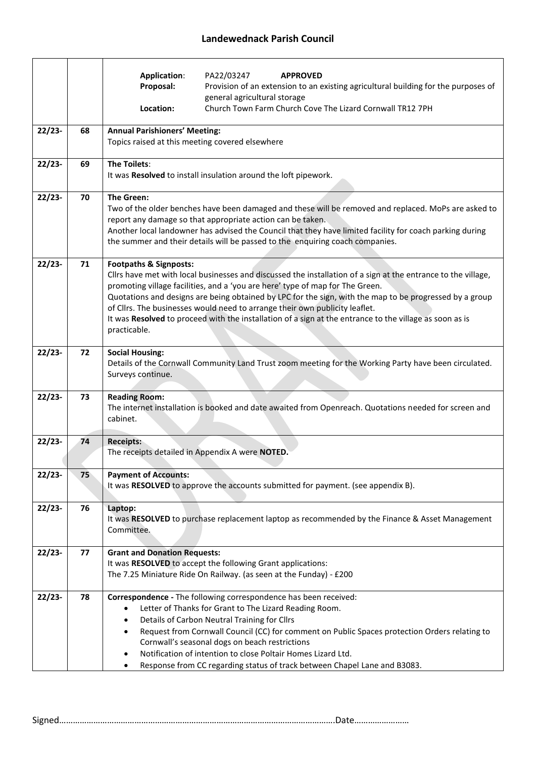| | | |
|---|---|---|
| | | **Application**: PA22/03247 **APPROVED**<br>**Proposal:** Provision of an extension to an existing agricultural building for the purposes of general agricultural storage<br>**Location:** Church Town Farm Church Cove The Lizard Cornwall TR12 7PH |
| 22/23- | 68 | **Annual Parishioners' Meeting:**<br>Topics raised at this meeting covered elsewhere |
| 22/23- | 69 | **The Toilets**:<br>It was **Resolved** to install insulation around the loft pipework. |
| 22/23- | 70 | **The Green:**<br>Two of the older benches have been damaged and these will be removed and replaced. MoPs are asked to report any damage so that appropriate action can be taken.<br>Another local landowner has advised the Council that they have limited facility for coach parking during the summer and their details will be passed to the enquiring coach companies. |
| 22/23- | 71 | **Footpaths & Signposts:**<br>Cllrs have met with local businesses and discussed the installation of a sign at the entrance to the village, promoting village facilities, and a 'you are here' type of map for The Green.<br>Quotations and designs are being obtained by LPC for the sign, with the map to be progressed by a group of Cllrs. The businesses would need to arrange their own publicity leaflet.<br>It was **Resolved** to proceed with the installation of a sign at the entrance to the village as soon as is practicable. |
| 22/23- | 72 | **Social Housing:**<br>Details of the Cornwall Community Land Trust zoom meeting for the Working Party have been circulated. Surveys continue. |
| 22/23- | 73 | **Reading Room:**<br>The internet installation is booked and date awaited from Openreach. Quotations needed for screen and cabinet. |
| 22/23- | 74 | **Receipts:**<br>The receipts detailed in Appendix A were **NOTED.** |
| 22/23- | 75 | **Payment of Accounts:**<br>It was **RESOLVED** to approve the accounts submitted for payment. (see appendix B). |
| 22/23- | 76 | **Laptop:**<br>It was **RESOLVED** to purchase replacement laptop as recommended by the Finance & Asset Management Committee. |
| 22/23- | 77 | **Grant and Donation Requests:**<br>It was **RESOLVED** to accept the following Grant applications:<br>The 7.25 Miniature Ride On Railway. (as seen at the Funday) - £200 |
| 22/23- | 78 | **Correspondence -** The following correspondence has been received:<br>• Letter of Thanks for Grant to The Lizard Reading Room.<br>• Details of Carbon Neutral Training for Cllrs<br>• Request from Cornwall Council (CC) for comment on Public Spaces protection Orders relating to Cornwall's seasonal dogs on beach restrictions<br>• Notification of intention to close Poltair Homes Lizard Ltd.<br>• Response from CC regarding status of track between Chapel Lane and B3083. |

Signed……………………………………………………………………………………………………….Date……………………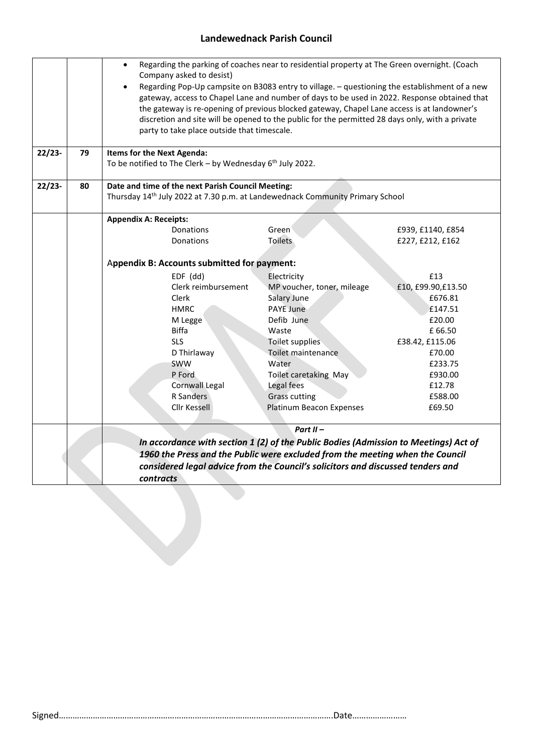## Landewednack Parish Council

| | | |
|---|---|---|
| | | • Regarding the parking of coaches near to residential property at The Green overnight. (Coach Company asked to desist)<br>• Regarding Pop-Up campsite on B3083 entry to village. – questioning the establishment of a new gateway, access to Chapel Lane and number of days to be used in 2022. Response obtained that the gateway is re-opening of previous blocked gateway, Chapel Lane access is at landowner's discretion and site will be opened to the public for the permitted 28 days only, with a private party to take place outside that timescale. |
| **22/23-** | **79** | **Items for the Next Agenda:**<br>To be notified to The Clerk – by Wednesday 6th July 2022. |
| **22/23-** | **80** | **Date and time of the next Parish Council Meeting:**<br>Thursday 14th July 2022 at 7.30 p.m. at Landewednack Community Primary School |

**Appendix A: Receipts:**

| | | |
|---|---|---|
| Donations | Green | £939, £1140, £854 |
| Donations | Toilets | £227, £212, £162 |

**Appendix B: Accounts submitted for payment:**

| | | |
|---|---|---|
| EDF (dd) | Electricity | £13 |
| Clerk reimbursement | MP voucher, toner, mileage | £10, £99.90,£13.50 |
| Clerk | Salary June | £676.81 |
| HMRC | PAYE June | £147.51 |
| M Legge | Defib June | £20.00 |
| Biffa | Waste | £ 66.50 |
| SLS | Toilet supplies | £38.42, £115.06 |
| D Thirlaway | Toilet maintenance | £70.00 |
| SWW | Water | £233.75 |
| P Ford | Toilet caretaking May | £930.00 |
| Cornwall Legal | Legal fees | £12.78 |
| R Sanders | Grass cutting | £588.00 |
| Cllr Kessell | Platinum Beacon Expenses | £69.50 |

***Part II –***

***In accordance with section 1 (2) of the Public Bodies (Admission to Meetings) Act of 1960 the Press and the Public were excluded from the meeting when the Council considered legal advice from the Council's solicitors and discussed tenders and contracts***

Signed………………………………………………………………………………………………………….Date……………………